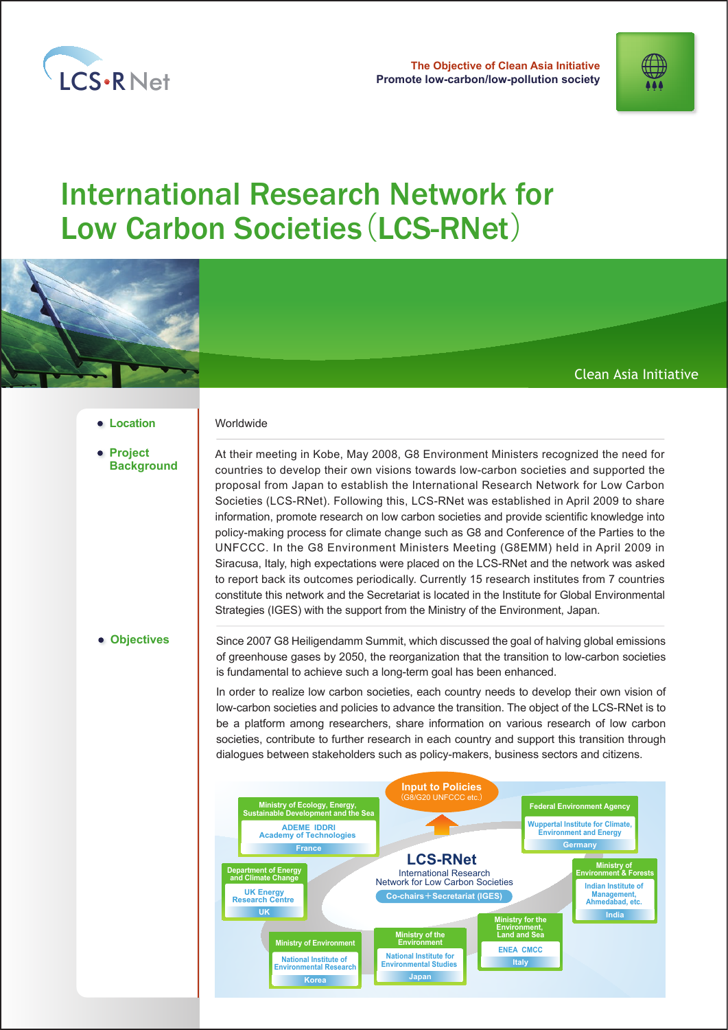LCS-RNet

**The Objective of Clean Asia Initiative**
**Promote low-carbon/low-pollution society**

# International Research Network for Low Carbon Societies（LCS-RNet）

Clean Asia Initiative

- **Location**

Worldwide

- **Project Background**

At their meeting in Kobe, May 2008, G8 Environment Ministers recognized the need for countries to develop their own visions towards low-carbon societies and supported the proposal from Japan to establish the International Research Network for Low Carbon Societies (LCS-RNet). Following this, LCS-RNet was established in April 2009 to share information, promote research on low carbon societies and provide scientific knowledge into policy-making process for climate change such as G8 and Conference of the Parties to the UNFCCC. In the G8 Environment Ministers Meeting (G8EMM) held in April 2009 in Siracusa, Italy, high expectations were placed on the LCS-RNet and the network was asked to report back its outcomes periodically. Currently 15 research institutes from 7 countries constitute this network and the Secretariat is located in the Institute for Global Environmental Strategies (IGES) with the support from the Ministry of the Environment, Japan.

- **Objectives**

Since 2007 G8 Heiligendamm Summit, which discussed the goal of halving global emissions of greenhouse gases by 2050, the reorganization that the transition to low-carbon societies is fundamental to achieve such a long-term goal has been enhanced.

In order to realize low carbon societies, each country needs to develop their own vision of low-carbon societies and policies to advance the transition. The object of the LCS-RNet is to be a platform among researchers, share information on various research of low carbon societies, contribute to further research in each country and support this transition through dialogues between stakeholders such as policy-makers, business sectors and citizens.

**Input to Policies**
(G8/G20 UNFCCC etc.)

**LCS-RNet**
International Research Network for Low Carbon Societies
Co-chairs＋Secretariat (IGES)

| Country | Ministry | Research Institutes |
|---|---|---|
| France | Ministry of Ecology, Energy, Sustainable Development and the Sea | ADEME IDDRI Academy of Technologies |
| Germany | Federal Environment Agency | Wuppertal Institute for Climate, Environment and Energy |
| UK | Department of Energy and Climate Change | UK Energy Research Centre |
| India | Ministry of Environment & Forests | Indian Institute of Management, Ahmedabad, etc. |
| Korea | Ministry of Environment | National Institute of Environmental Research |
| Japan | Ministry of the Environment | National Institute for Environmental Studies |
| Italy | Ministry for the Environment, Land and Sea | ENEA CMCC |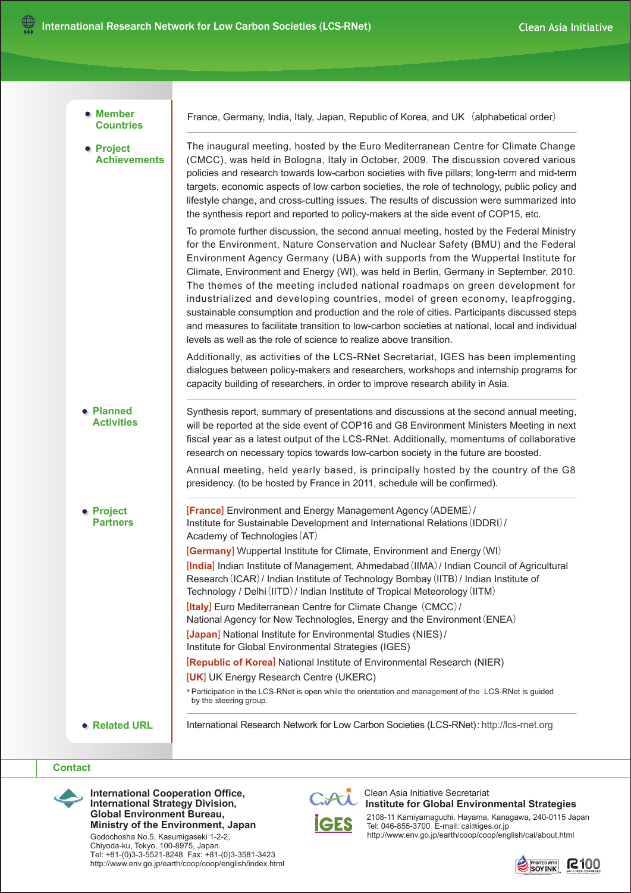# International Research Network for Low Carbon Societies (LCS-RNet)

Clean Asia Initiative

**Member Countries**

France, Germany, India, Italy, Japan, Republic of Korea, and UK（alphabetical order）

**Project Achievements**

The inaugural meeting, hosted by the Euro Mediterranean Centre for Climate Change (CMCC), was held in Bologna, Italy in October, 2009. The discussion covered various policies and research towards low-carbon societies with five pillars; long-term and mid-term targets, economic aspects of low carbon societies, the role of technology, public policy and lifestyle change, and cross-cutting issues. The results of discussion were summarized into the synthesis report and reported to policy-makers at the side event of COP15, etc.

To promote further discussion, the second annual meeting, hosted by the Federal Ministry for the Environment, Nature Conservation and Nuclear Safety (BMU) and the Federal Environment Agency Germany (UBA) with supports from the Wuppertal Institute for Climate, Environment and Energy (WI), was held in Berlin, Germany in September, 2010. The themes of the meeting included national roadmaps on green development for industrialized and developing countries, model of green economy, leapfrogging, sustainable consumption and production and the role of cities. Participants discussed steps and measures to facilitate transition to low-carbon societies at national, local and individual levels as well as the role of science to realize above transition.

Additionally, as activities of the LCS-RNet Secretariat, IGES has been implementing dialogues between policy-makers and researchers, workshops and internship programs for capacity building of researchers, in order to improve research ability in Asia.

**Planned Activities**

Synthesis report, summary of presentations and discussions at the second annual meeting, will be reported at the side event of COP16 and G8 Environment Ministers Meeting in next fiscal year as a latest output of the LCS-RNet. Additionally, momentums of collaborative research on necessary topics towards low-carbon society in the future are boosted.

Annual meeting, held yearly based, is principally hosted by the country of the G8 presidency. (to be hosted by France in 2011, schedule will be confirmed).

**Project Partners**

[**France**] Environment and Energy Management Agency（ADEME）/ Institute for Sustainable Development and International Relations（IDDRI）/ Academy of Technologies（AT）

[**Germany**] Wuppertal Institute for Climate, Environment and Energy（WI）

[**India**] Indian Institute of Management, Ahmedabad（IIMA）/ Indian Council of Agricultural Research（ICAR）/ Indian Institute of Technology Bombay（IITB）/ Indian Institute of Technology / Delhi（IITD）/ Indian Institute of Tropical Meteorology（IITM）

[**Italy**] Euro Mediterranean Centre for Climate Change（CMCC）/ National Agency for New Technologies, Energy and the Environment（ENEA）

[**Japan**] National Institute for Environmental Studies (NIES) / Institute for Global Environmental Strategies (IGES)

[**Republic of Korea**] National Institute of Environmental Research (NIER)

[**UK**] UK Energy Research Centre (UKERC)

*Participation in the LCS-RNet is open while the orientation and management of the LCS-RNet is guided by the steering group.

**Related URL**

International Research Network for Low Carbon Societies (LCS-RNet): http://lcs-rnet.org

## Contact

**International Cooperation Office, International Strategy Division, Global Environment Bureau, Ministry of the Environment, Japan**
Godochosha No.5, Kasumigaseki 1-2-2, Chiyoda-ku, Tokyo, 100-8975, Japan.
Tel: +81-(0)3-3-5521-8248 Fax: +81-(0)3-3581-3423
http://www.env.go.jp/earth/coop/coop/english/index.html

Clean Asia Initiative Secretariat
**Institute for Global Environmental Strategies**
2108-11 Kamiyamaguchi, Hayama, Kanagawa, 240-0115 Japan
Tel: 046-855-3700 E-mail: cai@iges.or.jp
http://www.env.go.jp/earth/coop/coop/english/cai/about.html